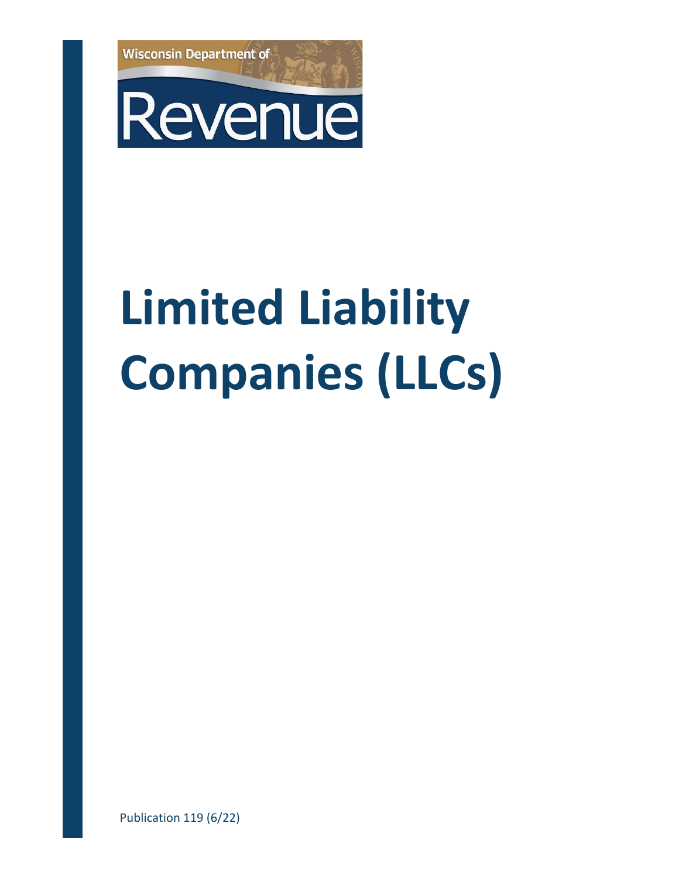Wisconsin Department of

Revenue

# Limited Liability Companies (LLCs)

Publication 119 (6/22)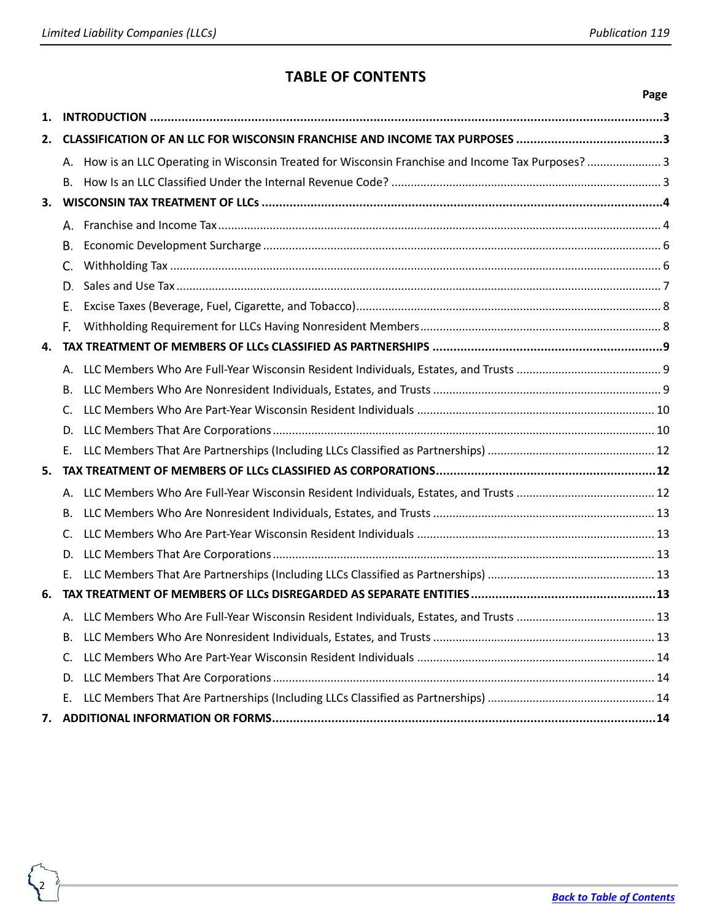# TABLE OF CONTENTS

| | | Page |
|---|---|---|
| **1.** | **INTRODUCTION** | **3** |
| **2.** | **CLASSIFICATION OF AN LLC FOR WISCONSIN FRANCHISE AND INCOME TAX PURPOSES** | **3** |
| | A. How is an LLC Operating in Wisconsin Treated for Wisconsin Franchise and Income Tax Purposes? | 3 |
| | B. How Is an LLC Classified Under the Internal Revenue Code? | 3 |
| **3.** | **WISCONSIN TAX TREATMENT OF LLCs** | **4** |
| | A. Franchise and Income Tax | 4 |
| | B. Economic Development Surcharge | 6 |
| | C. Withholding Tax | 6 |
| | D. Sales and Use Tax | 7 |
| | E. Excise Taxes (Beverage, Fuel, Cigarette, and Tobacco) | 8 |
| | F. Withholding Requirement for LLCs Having Nonresident Members | 8 |
| **4.** | **TAX TREATMENT OF MEMBERS OF LLCs CLASSIFIED AS PARTNERSHIPS** | **9** |
| | A. LLC Members Who Are Full-Year Wisconsin Resident Individuals, Estates, and Trusts | 9 |
| | B. LLC Members Who Are Nonresident Individuals, Estates, and Trusts | 9 |
| | C. LLC Members Who Are Part-Year Wisconsin Resident Individuals | 10 |
| | D. LLC Members That Are Corporations | 10 |
| | E. LLC Members That Are Partnerships (Including LLCs Classified as Partnerships) | 12 |
| **5.** | **TAX TREATMENT OF MEMBERS OF LLCs CLASSIFIED AS CORPORATIONS** | **12** |
| | A. LLC Members Who Are Full-Year Wisconsin Resident Individuals, Estates, and Trusts | 12 |
| | B. LLC Members Who Are Nonresident Individuals, Estates, and Trusts | 13 |
| | C. LLC Members Who Are Part-Year Wisconsin Resident Individuals | 13 |
| | D. LLC Members That Are Corporations | 13 |
| | E. LLC Members That Are Partnerships (Including LLCs Classified as Partnerships) | 13 |
| **6.** | **TAX TREATMENT OF MEMBERS OF LLCs DISREGARDED AS SEPARATE ENTITIES** | **13** |
| | A. LLC Members Who Are Full-Year Wisconsin Resident Individuals, Estates, and Trusts | 13 |
| | B. LLC Members Who Are Nonresident Individuals, Estates, and Trusts | 13 |
| | C. LLC Members Who Are Part-Year Wisconsin Resident Individuals | 14 |
| | D. LLC Members That Are Corporations | 14 |
| | E. LLC Members That Are Partnerships (Including LLCs Classified as Partnerships) | 14 |
| **7.** | **ADDITIONAL INFORMATION OR FORMS** | **14** |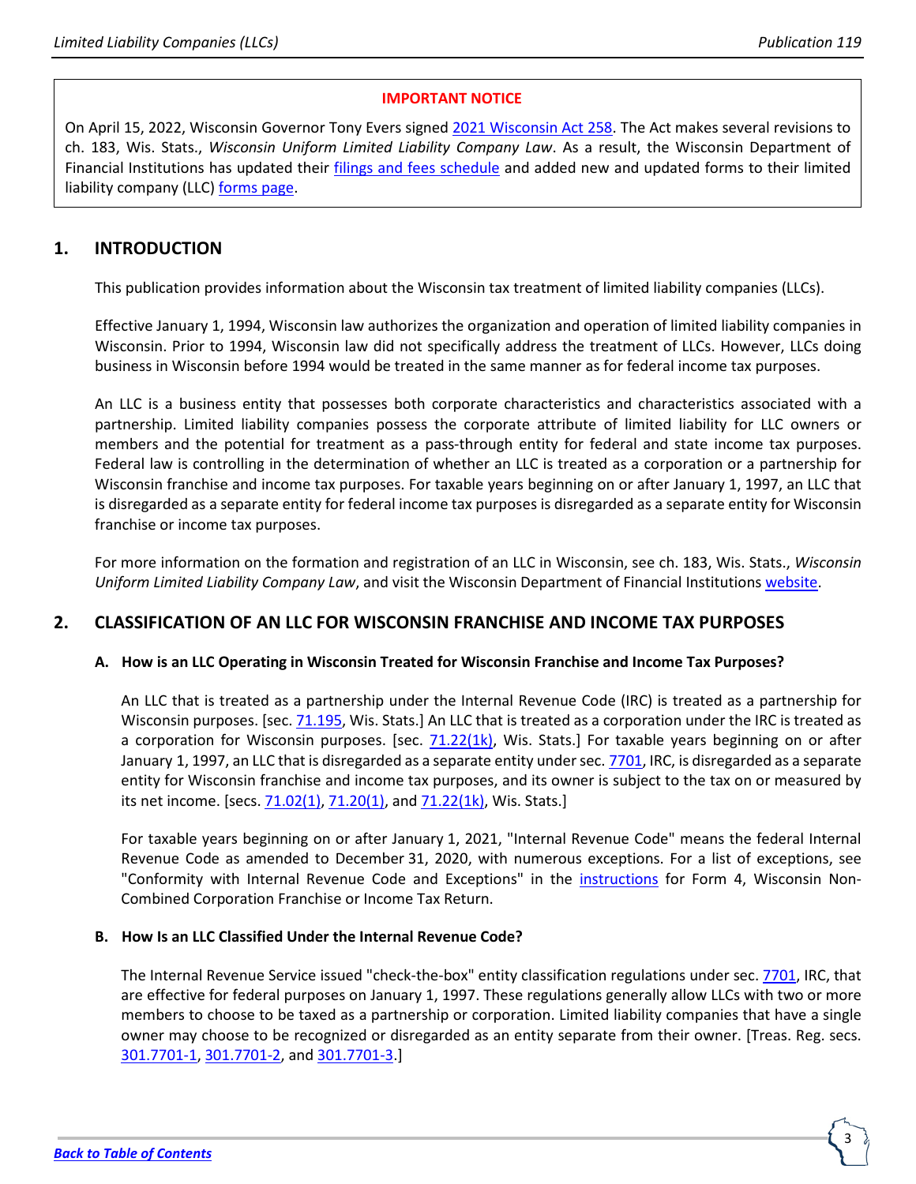**IMPORTANT NOTICE**

On April 15, 2022, Wisconsin Governor Tony Evers signed 2021 Wisconsin Act 258. The Act makes several revisions to ch. 183, Wis. Stats., *Wisconsin Uniform Limited Liability Company Law*. As a result, the Wisconsin Department of Financial Institutions has updated their filings and fees schedule and added new and updated forms to their limited liability company (LLC) forms page.

## 1. INTRODUCTION

This publication provides information about the Wisconsin tax treatment of limited liability companies (LLCs).

Effective January 1, 1994, Wisconsin law authorizes the organization and operation of limited liability companies in Wisconsin. Prior to 1994, Wisconsin law did not specifically address the treatment of LLCs. However, LLCs doing business in Wisconsin before 1994 would be treated in the same manner as for federal income tax purposes.

An LLC is a business entity that possesses both corporate characteristics and characteristics associated with a partnership. Limited liability companies possess the corporate attribute of limited liability for LLC owners or members and the potential for treatment as a pass-through entity for federal and state income tax purposes. Federal law is controlling in the determination of whether an LLC is treated as a corporation or a partnership for Wisconsin franchise and income tax purposes. For taxable years beginning on or after January 1, 1997, an LLC that is disregarded as a separate entity for federal income tax purposes is disregarded as a separate entity for Wisconsin franchise or income tax purposes.

For more information on the formation and registration of an LLC in Wisconsin, see ch. 183, Wis. Stats., *Wisconsin Uniform Limited Liability Company Law*, and visit the Wisconsin Department of Financial Institutions website.

## 2. CLASSIFICATION OF AN LLC FOR WISCONSIN FRANCHISE AND INCOME TAX PURPOSES

### A. How is an LLC Operating in Wisconsin Treated for Wisconsin Franchise and Income Tax Purposes?

An LLC that is treated as a partnership under the Internal Revenue Code (IRC) is treated as a partnership for Wisconsin purposes. [sec. 71.195, Wis. Stats.] An LLC that is treated as a corporation under the IRC is treated as a corporation for Wisconsin purposes. [sec. 71.22(1k), Wis. Stats.] For taxable years beginning on or after January 1, 1997, an LLC that is disregarded as a separate entity under sec. 7701, IRC, is disregarded as a separate entity for Wisconsin franchise and income tax purposes, and its owner is subject to the tax on or measured by its net income. [secs. 71.02(1), 71.20(1), and 71.22(1k), Wis. Stats.]

For taxable years beginning on or after January 1, 2021, "Internal Revenue Code" means the federal Internal Revenue Code as amended to December 31, 2020, with numerous exceptions. For a list of exceptions, see "Conformity with Internal Revenue Code and Exceptions" in the instructions for Form 4, Wisconsin Non-Combined Corporation Franchise or Income Tax Return.

### B. How Is an LLC Classified Under the Internal Revenue Code?

The Internal Revenue Service issued "check-the-box" entity classification regulations under sec. 7701, IRC, that are effective for federal purposes on January 1, 1997. These regulations generally allow LLCs with two or more members to choose to be taxed as a partnership or corporation. Limited liability companies that have a single owner may choose to be recognized or disregarded as an entity separate from their owner. [Treas. Reg. secs. 301.7701-1, 301.7701-2, and 301.7701-3.]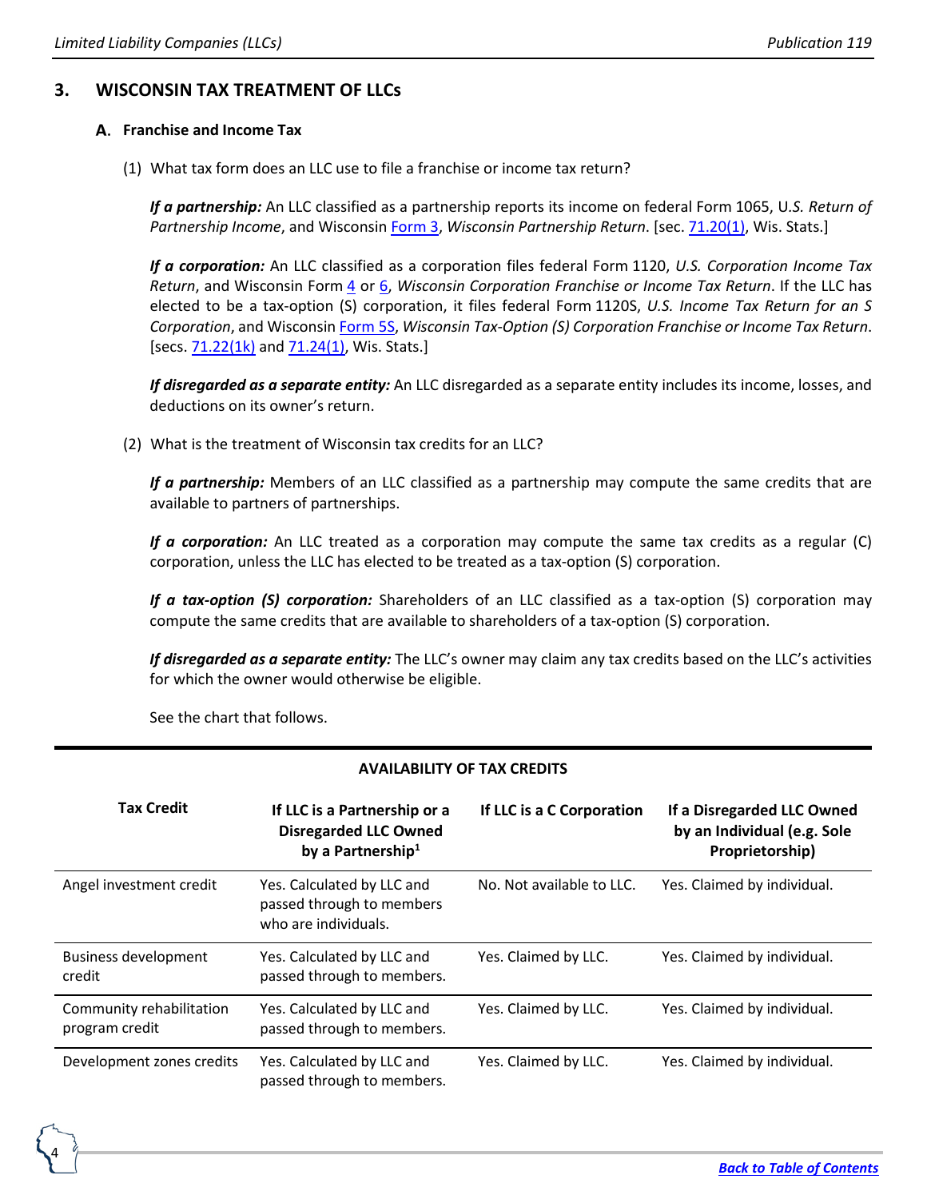## 3. WISCONSIN TAX TREATMENT OF LLCs

### A. Franchise and Income Tax

(1) What tax form does an LLC use to file a franchise or income tax return?

***If a partnership:*** An LLC classified as a partnership reports its income on federal Form 1065, U.*S. Return of Partnership Income*, and Wisconsin Form 3, *Wisconsin Partnership Return*. [sec. 71.20(1), Wis. Stats.]

***If a corporation:*** An LLC classified as a corporation files federal Form 1120, *U.S. Corporation Income Tax Return*, and Wisconsin Form 4 or 6, *Wisconsin Corporation Franchise or Income Tax Return*. If the LLC has elected to be a tax-option (S) corporation, it files federal Form 1120S, *U.S. Income Tax Return for an S Corporation*, and Wisconsin Form 5S, *Wisconsin Tax-Option (S) Corporation Franchise or Income Tax Return*. [secs. 71.22(1k) and 71.24(1), Wis. Stats.]

***If disregarded as a separate entity:*** An LLC disregarded as a separate entity includes its income, losses, and deductions on its owner's return.

(2) What is the treatment of Wisconsin tax credits for an LLC?

***If a partnership:*** Members of an LLC classified as a partnership may compute the same credits that are available to partners of partnerships.

***If a corporation:*** An LLC treated as a corporation may compute the same tax credits as a regular (C) corporation, unless the LLC has elected to be treated as a tax-option (S) corporation.

***If a tax-option (S) corporation:*** Shareholders of an LLC classified as a tax-option (S) corporation may compute the same credits that are available to shareholders of a tax-option (S) corporation.

***If disregarded as a separate entity:*** The LLC's owner may claim any tax credits based on the LLC's activities for which the owner would otherwise be eligible.

See the chart that follows.

**AVAILABILITY OF TAX CREDITS**

| Tax Credit | If LLC is a Partnership or a Disregarded LLC Owned by a Partnership[1] | If LLC is a C Corporation | If a Disregarded LLC Owned by an Individual (e.g. Sole Proprietorship) |
|---|---|---|---|
| Angel investment credit | Yes. Calculated by LLC and passed through to members who are individuals. | No. Not available to LLC. | Yes. Claimed by individual. |
| Business development credit | Yes. Calculated by LLC and passed through to members. | Yes. Claimed by LLC. | Yes. Claimed by individual. |
| Community rehabilitation program credit | Yes. Calculated by LLC and passed through to members. | Yes. Claimed by LLC. | Yes. Claimed by individual. |
| Development zones credits | Yes. Calculated by LLC and passed through to members. | Yes. Claimed by LLC. | Yes. Claimed by individual. |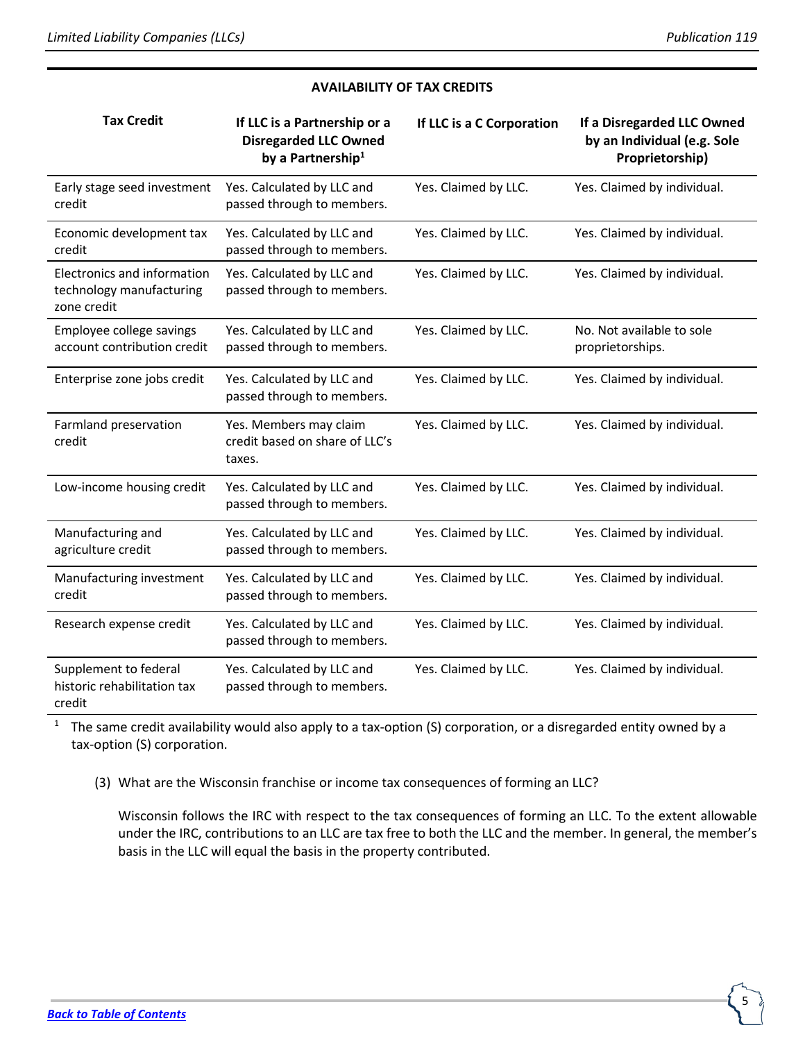**AVAILABILITY OF TAX CREDITS**

| Tax Credit | If LLC is a Partnership or a Disregarded LLC Owned by a Partnership[1] | If LLC is a C Corporation | If a Disregarded LLC Owned by an Individual (e.g. Sole Proprietorship) |
|---|---|---|---|
| Early stage seed investment credit | Yes. Calculated by LLC and passed through to members. | Yes. Claimed by LLC. | Yes. Claimed by individual. |
| Economic development tax credit | Yes. Calculated by LLC and passed through to members. | Yes. Claimed by LLC. | Yes. Claimed by individual. |
| Electronics and information technology manufacturing zone credit | Yes. Calculated by LLC and passed through to members. | Yes. Claimed by LLC. | Yes. Claimed by individual. |
| Employee college savings account contribution credit | Yes. Calculated by LLC and passed through to members. | Yes. Claimed by LLC. | No. Not available to sole proprietorships. |
| Enterprise zone jobs credit | Yes. Calculated by LLC and passed through to members. | Yes. Claimed by LLC. | Yes. Claimed by individual. |
| Farmland preservation credit | Yes. Members may claim credit based on share of LLC's taxes. | Yes. Claimed by LLC. | Yes. Claimed by individual. |
| Low-income housing credit | Yes. Calculated by LLC and passed through to members. | Yes. Claimed by LLC. | Yes. Claimed by individual. |
| Manufacturing and agriculture credit | Yes. Calculated by LLC and passed through to members. | Yes. Claimed by LLC. | Yes. Claimed by individual. |
| Manufacturing investment credit | Yes. Calculated by LLC and passed through to members. | Yes. Claimed by LLC. | Yes. Claimed by individual. |
| Research expense credit | Yes. Calculated by LLC and passed through to members. | Yes. Claimed by LLC. | Yes. Claimed by individual. |
| Supplement to federal historic rehabilitation tax credit | Yes. Calculated by LLC and passed through to members. | Yes. Claimed by LLC. | Yes. Claimed by individual. |

[1] The same credit availability would also apply to a tax-option (S) corporation, or a disregarded entity owned by a tax-option (S) corporation.

(3) What are the Wisconsin franchise or income tax consequences of forming an LLC?

Wisconsin follows the IRC with respect to the tax consequences of forming an LLC. To the extent allowable under the IRC, contributions to an LLC are tax free to both the LLC and the member. In general, the member's basis in the LLC will equal the basis in the property contributed.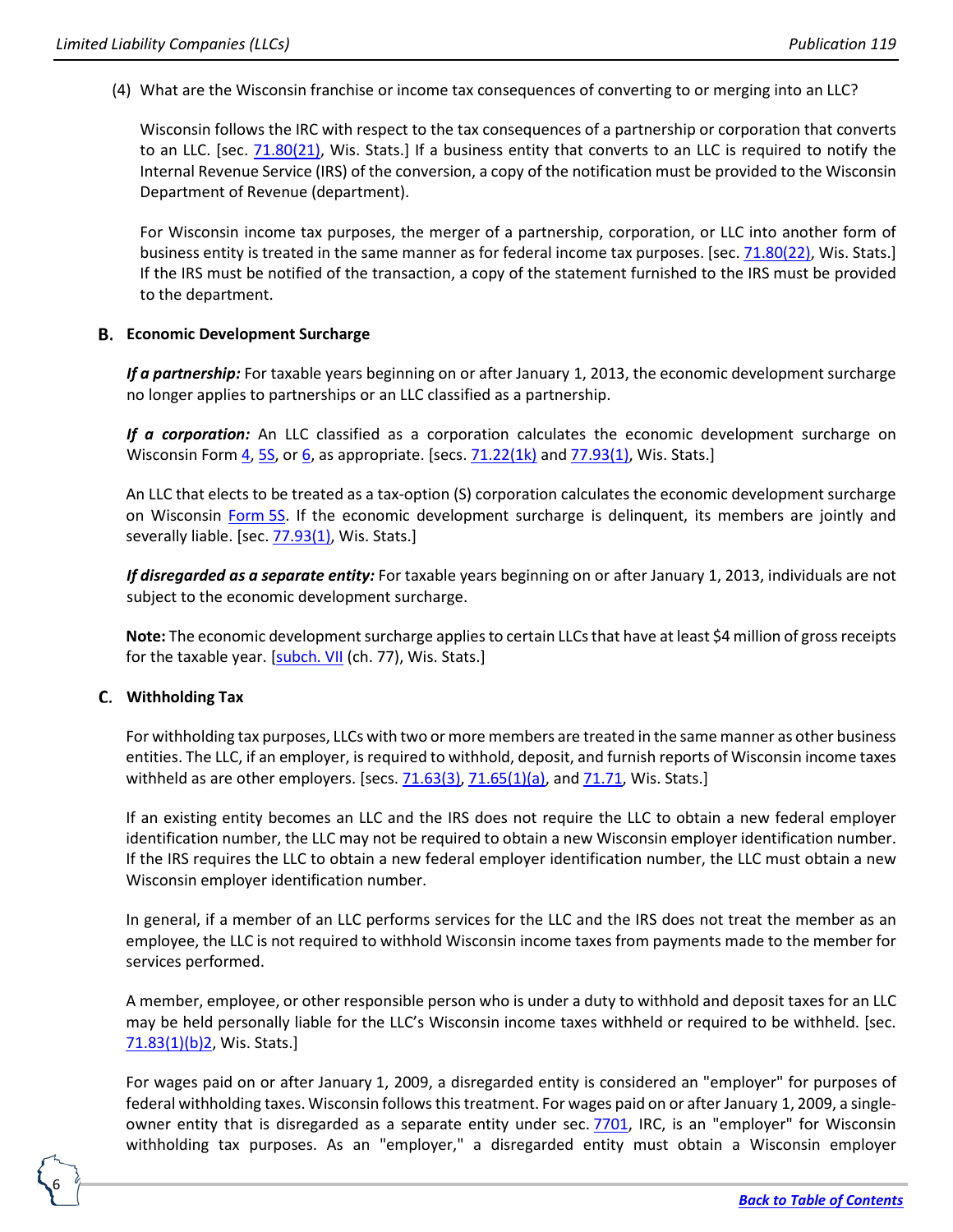(4) What are the Wisconsin franchise or income tax consequences of converting to or merging into an LLC?

Wisconsin follows the IRC with respect to the tax consequences of a partnership or corporation that converts to an LLC. [sec. 71.80(21), Wis. Stats.] If a business entity that converts to an LLC is required to notify the Internal Revenue Service (IRS) of the conversion, a copy of the notification must be provided to the Wisconsin Department of Revenue (department).

For Wisconsin income tax purposes, the merger of a partnership, corporation, or LLC into another form of business entity is treated in the same manner as for federal income tax purposes. [sec. 71.80(22), Wis. Stats.] If the IRS must be notified of the transaction, a copy of the statement furnished to the IRS must be provided to the department.

## B. Economic Development Surcharge

***If a partnership:*** For taxable years beginning on or after January 1, 2013, the economic development surcharge no longer applies to partnerships or an LLC classified as a partnership.

***If a corporation:*** An LLC classified as a corporation calculates the economic development surcharge on Wisconsin Form 4, 5S, or 6, as appropriate. [secs. 71.22(1k) and 77.93(1), Wis. Stats.]

An LLC that elects to be treated as a tax-option (S) corporation calculates the economic development surcharge on Wisconsin Form 5S. If the economic development surcharge is delinquent, its members are jointly and severally liable. [sec. 77.93(1), Wis. Stats.]

***If disregarded as a separate entity:*** For taxable years beginning on or after January 1, 2013, individuals are not subject to the economic development surcharge.

**Note:** The economic development surcharge applies to certain LLCs that have at least $4 million of gross receipts for the taxable year. [subch. VII (ch. 77), Wis. Stats.]

## C. Withholding Tax

For withholding tax purposes, LLCs with two or more members are treated in the same manner as other business entities. The LLC, if an employer, is required to withhold, deposit, and furnish reports of Wisconsin income taxes withheld as are other employers. [secs. 71.63(3), 71.65(1)(a), and 71.71, Wis. Stats.]

If an existing entity becomes an LLC and the IRS does not require the LLC to obtain a new federal employer identification number, the LLC may not be required to obtain a new Wisconsin employer identification number. If the IRS requires the LLC to obtain a new federal employer identification number, the LLC must obtain a new Wisconsin employer identification number.

In general, if a member of an LLC performs services for the LLC and the IRS does not treat the member as an employee, the LLC is not required to withhold Wisconsin income taxes from payments made to the member for services performed.

A member, employee, or other responsible person who is under a duty to withhold and deposit taxes for an LLC may be held personally liable for the LLC's Wisconsin income taxes withheld or required to be withheld. [sec. 71.83(1)(b)2, Wis. Stats.]

For wages paid on or after January 1, 2009, a disregarded entity is considered an "employer" for purposes of federal withholding taxes. Wisconsin follows this treatment. For wages paid on or after January 1, 2009, a single-owner entity that is disregarded as a separate entity under sec. 7701, IRC, is an "employer" for Wisconsin withholding tax purposes. As an "employer," a disregarded entity must obtain a Wisconsin employer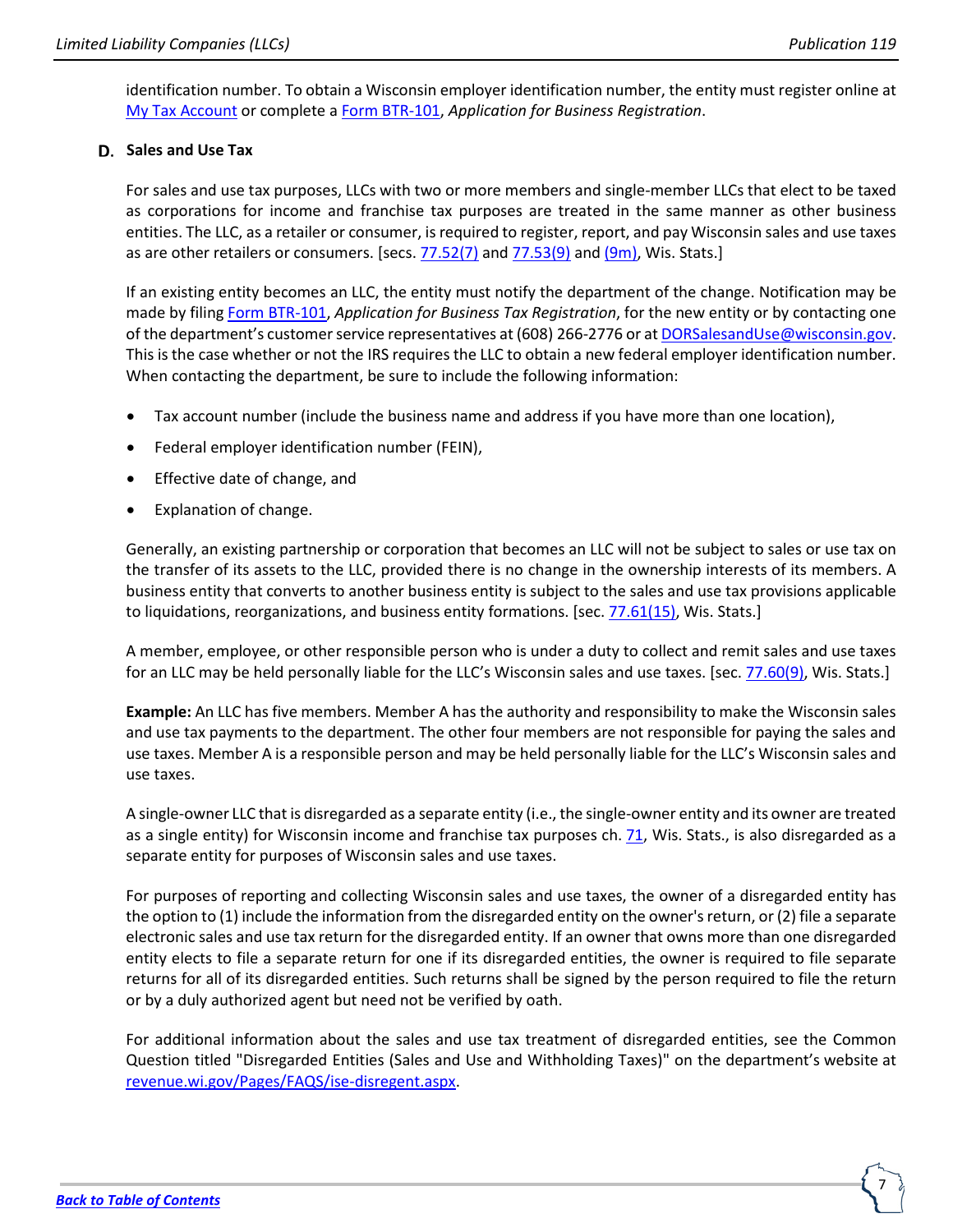identification number. To obtain a Wisconsin employer identification number, the entity must register online at My Tax Account or complete a Form BTR-101, *Application for Business Registration*.

## D. Sales and Use Tax

For sales and use tax purposes, LLCs with two or more members and single-member LLCs that elect to be taxed as corporations for income and franchise tax purposes are treated in the same manner as other business entities. The LLC, as a retailer or consumer, is required to register, report, and pay Wisconsin sales and use taxes as are other retailers or consumers. [secs. 77.52(7) and 77.53(9) and (9m), Wis. Stats.]

If an existing entity becomes an LLC, the entity must notify the department of the change. Notification may be made by filing Form BTR-101, *Application for Business Tax Registration*, for the new entity or by contacting one of the department's customer service representatives at (608) 266-2776 or at DORSalesandUse@wisconsin.gov. This is the case whether or not the IRS requires the LLC to obtain a new federal employer identification number. When contacting the department, be sure to include the following information:

- Tax account number (include the business name and address if you have more than one location),
- Federal employer identification number (FEIN),
- Effective date of change, and
- Explanation of change.

Generally, an existing partnership or corporation that becomes an LLC will not be subject to sales or use tax on the transfer of its assets to the LLC, provided there is no change in the ownership interests of its members. A business entity that converts to another business entity is subject to the sales and use tax provisions applicable to liquidations, reorganizations, and business entity formations. [sec. 77.61(15), Wis. Stats.]

A member, employee, or other responsible person who is under a duty to collect and remit sales and use taxes for an LLC may be held personally liable for the LLC's Wisconsin sales and use taxes. [sec. 77.60(9), Wis. Stats.]

**Example:** An LLC has five members. Member A has the authority and responsibility to make the Wisconsin sales and use tax payments to the department. The other four members are not responsible for paying the sales and use taxes. Member A is a responsible person and may be held personally liable for the LLC's Wisconsin sales and use taxes.

A single-owner LLC that is disregarded as a separate entity (i.e., the single-owner entity and its owner are treated as a single entity) for Wisconsin income and franchise tax purposes ch. 71, Wis. Stats., is also disregarded as a separate entity for purposes of Wisconsin sales and use taxes.

For purposes of reporting and collecting Wisconsin sales and use taxes, the owner of a disregarded entity has the option to (1) include the information from the disregarded entity on the owner's return, or (2) file a separate electronic sales and use tax return for the disregarded entity. If an owner that owns more than one disregarded entity elects to file a separate return for one if its disregarded entities, the owner is required to file separate returns for all of its disregarded entities. Such returns shall be signed by the person required to file the return or by a duly authorized agent but need not be verified by oath.

For additional information about the sales and use tax treatment of disregarded entities, see the Common Question titled "Disregarded Entities (Sales and Use and Withholding Taxes)" on the department's website at revenue.wi.gov/Pages/FAQS/ise-disregent.aspx.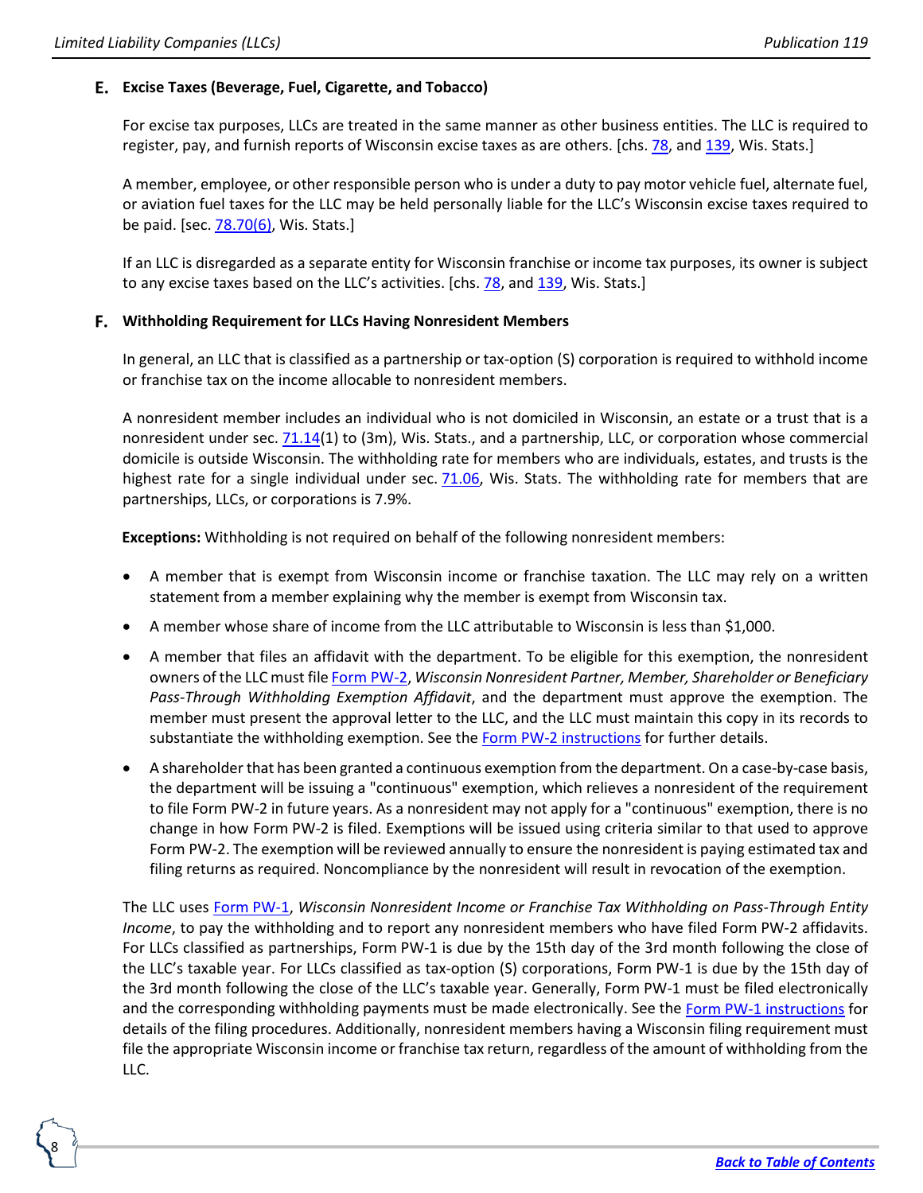### E. Excise Taxes (Beverage, Fuel, Cigarette, and Tobacco)

For excise tax purposes, LLCs are treated in the same manner as other business entities. The LLC is required to register, pay, and furnish reports of Wisconsin excise taxes as are others. [chs. 78, and 139, Wis. Stats.]

A member, employee, or other responsible person who is under a duty to pay motor vehicle fuel, alternate fuel, or aviation fuel taxes for the LLC may be held personally liable for the LLC's Wisconsin excise taxes required to be paid. [sec. 78.70(6), Wis. Stats.]

If an LLC is disregarded as a separate entity for Wisconsin franchise or income tax purposes, its owner is subject to any excise taxes based on the LLC's activities. [chs. 78, and 139, Wis. Stats.]

### F. Withholding Requirement for LLCs Having Nonresident Members

In general, an LLC that is classified as a partnership or tax-option (S) corporation is required to withhold income or franchise tax on the income allocable to nonresident members.

A nonresident member includes an individual who is not domiciled in Wisconsin, an estate or a trust that is a nonresident under sec. 71.14(1) to (3m), Wis. Stats., and a partnership, LLC, or corporation whose commercial domicile is outside Wisconsin. The withholding rate for members who are individuals, estates, and trusts is the highest rate for a single individual under sec. 71.06, Wis. Stats. The withholding rate for members that are partnerships, LLCs, or corporations is 7.9%.

**Exceptions:** Withholding is not required on behalf of the following nonresident members:

- A member that is exempt from Wisconsin income or franchise taxation. The LLC may rely on a written statement from a member explaining why the member is exempt from Wisconsin tax.
- A member whose share of income from the LLC attributable to Wisconsin is less than $1,000.
- A member that files an affidavit with the department. To be eligible for this exemption, the nonresident owners of the LLC must file Form PW-2, *Wisconsin Nonresident Partner, Member, Shareholder or Beneficiary Pass-Through Withholding Exemption Affidavit*, and the department must approve the exemption. The member must present the approval letter to the LLC, and the LLC must maintain this copy in its records to substantiate the withholding exemption. See the Form PW-2 instructions for further details.
- A shareholder that has been granted a continuous exemption from the department. On a case-by-case basis, the department will be issuing a "continuous" exemption, which relieves a nonresident of the requirement to file Form PW-2 in future years. As a nonresident may not apply for a "continuous" exemption, there is no change in how Form PW-2 is filed. Exemptions will be issued using criteria similar to that used to approve Form PW-2. The exemption will be reviewed annually to ensure the nonresident is paying estimated tax and filing returns as required. Noncompliance by the nonresident will result in revocation of the exemption.

The LLC uses Form PW-1, *Wisconsin Nonresident Income or Franchise Tax Withholding on Pass-Through Entity Income*, to pay the withholding and to report any nonresident members who have filed Form PW-2 affidavits. For LLCs classified as partnerships, Form PW-1 is due by the 15th day of the 3rd month following the close of the LLC's taxable year. For LLCs classified as tax-option (S) corporations, Form PW-1 is due by the 15th day of the 3rd month following the close of the LLC's taxable year. Generally, Form PW-1 must be filed electronically and the corresponding withholding payments must be made electronically. See the Form PW-1 instructions for details of the filing procedures. Additionally, nonresident members having a Wisconsin filing requirement must file the appropriate Wisconsin income or franchise tax return, regardless of the amount of withholding from the LLC.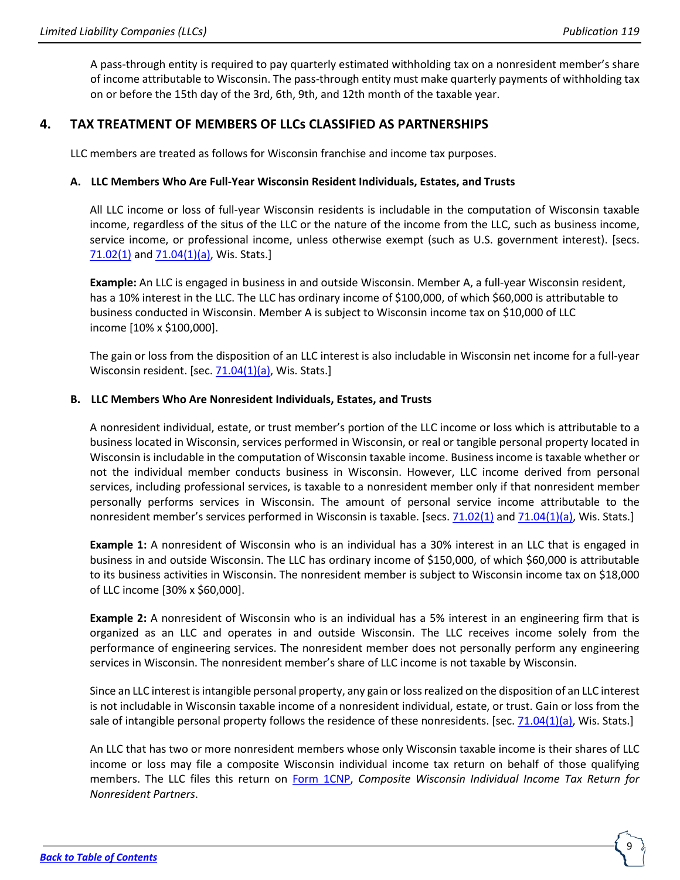A pass-through entity is required to pay quarterly estimated withholding tax on a nonresident member's share of income attributable to Wisconsin. The pass-through entity must make quarterly payments of withholding tax on or before the 15th day of the 3rd, 6th, 9th, and 12th month of the taxable year.

## 4. TAX TREATMENT OF MEMBERS OF LLCs CLASSIFIED AS PARTNERSHIPS

LLC members are treated as follows for Wisconsin franchise and income tax purposes.

### A. LLC Members Who Are Full-Year Wisconsin Resident Individuals, Estates, and Trusts

All LLC income or loss of full-year Wisconsin residents is includable in the computation of Wisconsin taxable income, regardless of the situs of the LLC or the nature of the income from the LLC, such as business income, service income, or professional income, unless otherwise exempt (such as U.S. government interest). [secs. 71.02(1) and 71.04(1)(a), Wis. Stats.]

**Example:** An LLC is engaged in business in and outside Wisconsin. Member A, a full-year Wisconsin resident, has a 10% interest in the LLC. The LLC has ordinary income of $100,000, of which $60,000 is attributable to business conducted in Wisconsin. Member A is subject to Wisconsin income tax on $10,000 of LLC income [10% x $100,000].

The gain or loss from the disposition of an LLC interest is also includable in Wisconsin net income for a full-year Wisconsin resident. [sec. 71.04(1)(a), Wis. Stats.]

### B. LLC Members Who Are Nonresident Individuals, Estates, and Trusts

A nonresident individual, estate, or trust member's portion of the LLC income or loss which is attributable to a business located in Wisconsin, services performed in Wisconsin, or real or tangible personal property located in Wisconsin is includable in the computation of Wisconsin taxable income. Business income is taxable whether or not the individual member conducts business in Wisconsin. However, LLC income derived from personal services, including professional services, is taxable to a nonresident member only if that nonresident member personally performs services in Wisconsin. The amount of personal service income attributable to the nonresident member's services performed in Wisconsin is taxable. [secs. 71.02(1) and 71.04(1)(a), Wis. Stats.]

**Example 1:** A nonresident of Wisconsin who is an individual has a 30% interest in an LLC that is engaged in business in and outside Wisconsin. The LLC has ordinary income of $150,000, of which $60,000 is attributable to its business activities in Wisconsin. The nonresident member is subject to Wisconsin income tax on $18,000 of LLC income [30% x $60,000].

**Example 2:** A nonresident of Wisconsin who is an individual has a 5% interest in an engineering firm that is organized as an LLC and operates in and outside Wisconsin. The LLC receives income solely from the performance of engineering services. The nonresident member does not personally perform any engineering services in Wisconsin. The nonresident member's share of LLC income is not taxable by Wisconsin.

Since an LLC interest is intangible personal property, any gain or loss realized on the disposition of an LLC interest is not includable in Wisconsin taxable income of a nonresident individual, estate, or trust. Gain or loss from the sale of intangible personal property follows the residence of these nonresidents. [sec. 71.04(1)(a), Wis. Stats.]

An LLC that has two or more nonresident members whose only Wisconsin taxable income is their shares of LLC income or loss may file a composite Wisconsin individual income tax return on behalf of those qualifying members. The LLC files this return on Form 1CNP, *Composite Wisconsin Individual Income Tax Return for Nonresident Partners*.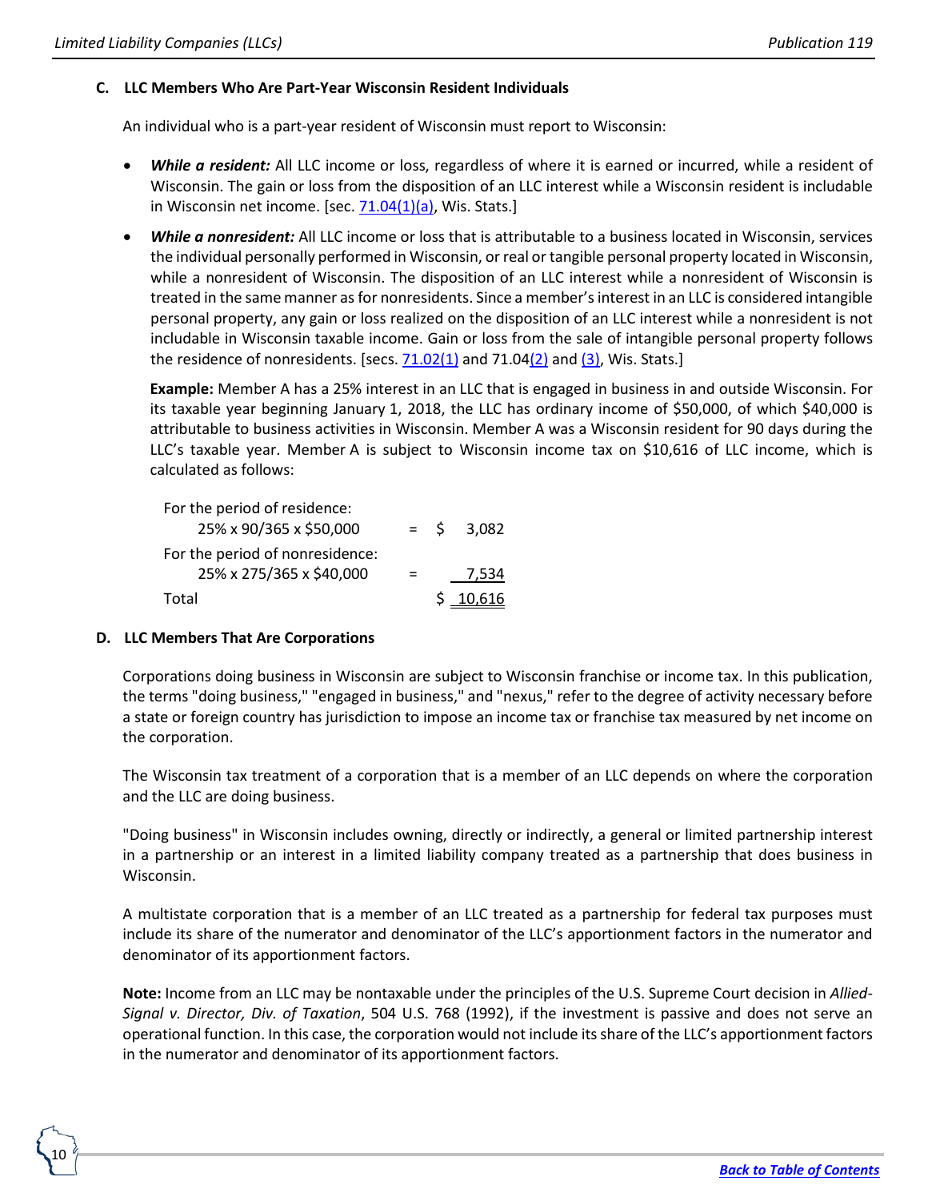### C. LLC Members Who Are Part-Year Wisconsin Resident Individuals

An individual who is a part-year resident of Wisconsin must report to Wisconsin:

- ***While a resident:*** All LLC income or loss, regardless of where it is earned or incurred, while a resident of Wisconsin. The gain or loss from the disposition of an LLC interest while a Wisconsin resident is includable in Wisconsin net income. [sec. 71.04(1)(a), Wis. Stats.]

- ***While a nonresident:*** All LLC income or loss that is attributable to a business located in Wisconsin, services the individual personally performed in Wisconsin, or real or tangible personal property located in Wisconsin, while a nonresident of Wisconsin. The disposition of an LLC interest while a nonresident of Wisconsin is treated in the same manner as for nonresidents. Since a member's interest in an LLC is considered intangible personal property, any gain or loss realized on the disposition of an LLC interest while a nonresident is not includable in Wisconsin taxable income. Gain or loss from the sale of intangible personal property follows the residence of nonresidents. [secs. 71.02(1) and 71.04(2) and (3), Wis. Stats.]

  **Example:** Member A has a 25% interest in an LLC that is engaged in business in and outside Wisconsin. For its taxable year beginning January 1, 2018, the LLC has ordinary income of $50,000, of which $40,000 is attributable to business activities in Wisconsin. Member A was a Wisconsin resident for 90 days during the LLC's taxable year. Member A is subject to Wisconsin income tax on $10,616 of LLC income, which is calculated as follows:

| | | |
|---|---|---|
| For the period of residence: | | |
| 25% x 90/365 x $50,000 | = | $ 3,082 |
| For the period of nonresidence: | | |
| 25% x 275/365 x $40,000 | = | 7,534 |
| Total | | $ 10,616 |

### D. LLC Members That Are Corporations

Corporations doing business in Wisconsin are subject to Wisconsin franchise or income tax. In this publication, the terms "doing business," "engaged in business," and "nexus," refer to the degree of activity necessary before a state or foreign country has jurisdiction to impose an income tax or franchise tax measured by net income on the corporation.

The Wisconsin tax treatment of a corporation that is a member of an LLC depends on where the corporation and the LLC are doing business.

"Doing business" in Wisconsin includes owning, directly or indirectly, a general or limited partnership interest in a partnership or an interest in a limited liability company treated as a partnership that does business in Wisconsin.

A multistate corporation that is a member of an LLC treated as a partnership for federal tax purposes must include its share of the numerator and denominator of the LLC's apportionment factors in the numerator and denominator of its apportionment factors.

**Note:** Income from an LLC may be nontaxable under the principles of the U.S. Supreme Court decision in *Allied-Signal v. Director, Div. of Taxation*, 504 U.S. 768 (1992), if the investment is passive and does not serve an operational function. In this case, the corporation would not include its share of the LLC's apportionment factors in the numerator and denominator of its apportionment factors.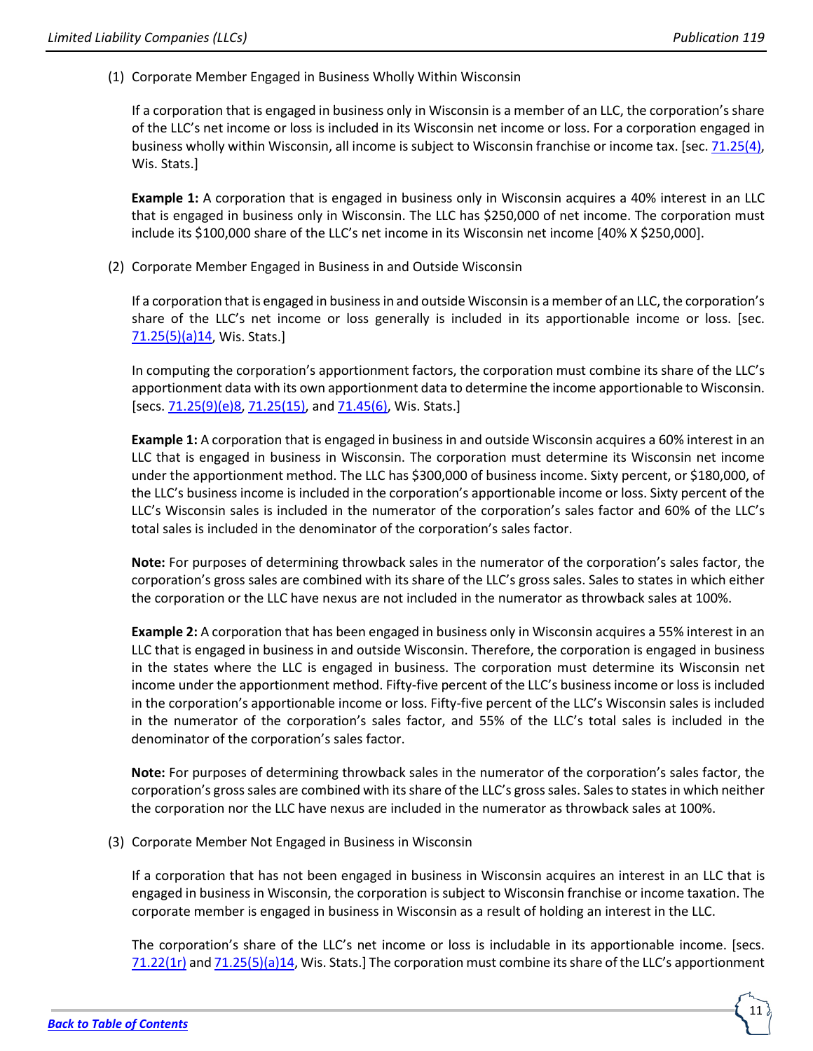(1) Corporate Member Engaged in Business Wholly Within Wisconsin

If a corporation that is engaged in business only in Wisconsin is a member of an LLC, the corporation's share of the LLC's net income or loss is included in its Wisconsin net income or loss. For a corporation engaged in business wholly within Wisconsin, all income is subject to Wisconsin franchise or income tax. [sec. 71.25(4), Wis. Stats.]

**Example 1:** A corporation that is engaged in business only in Wisconsin acquires a 40% interest in an LLC that is engaged in business only in Wisconsin. The LLC has $250,000 of net income. The corporation must include its $100,000 share of the LLC's net income in its Wisconsin net income [40% X $250,000].

(2) Corporate Member Engaged in Business in and Outside Wisconsin

If a corporation that is engaged in business in and outside Wisconsin is a member of an LLC, the corporation's share of the LLC's net income or loss generally is included in its apportionable income or loss. [sec. 71.25(5)(a)14, Wis. Stats.]

In computing the corporation's apportionment factors, the corporation must combine its share of the LLC's apportionment data with its own apportionment data to determine the income apportionable to Wisconsin. [secs. 71.25(9)(e)8, 71.25(15), and 71.45(6), Wis. Stats.]

**Example 1:** A corporation that is engaged in business in and outside Wisconsin acquires a 60% interest in an LLC that is engaged in business in Wisconsin. The corporation must determine its Wisconsin net income under the apportionment method. The LLC has $300,000 of business income. Sixty percent, or $180,000, of the LLC's business income is included in the corporation's apportionable income or loss. Sixty percent of the LLC's Wisconsin sales is included in the numerator of the corporation's sales factor and 60% of the LLC's total sales is included in the denominator of the corporation's sales factor.

**Note:** For purposes of determining throwback sales in the numerator of the corporation's sales factor, the corporation's gross sales are combined with its share of the LLC's gross sales. Sales to states in which either the corporation or the LLC have nexus are not included in the numerator as throwback sales at 100%.

**Example 2:** A corporation that has been engaged in business only in Wisconsin acquires a 55% interest in an LLC that is engaged in business in and outside Wisconsin. Therefore, the corporation is engaged in business in the states where the LLC is engaged in business. The corporation must determine its Wisconsin net income under the apportionment method. Fifty-five percent of the LLC's business income or loss is included in the corporation's apportionable income or loss. Fifty-five percent of the LLC's Wisconsin sales is included in the numerator of the corporation's sales factor, and 55% of the LLC's total sales is included in the denominator of the corporation's sales factor.

**Note:** For purposes of determining throwback sales in the numerator of the corporation's sales factor, the corporation's gross sales are combined with its share of the LLC's gross sales. Sales to states in which neither the corporation nor the LLC have nexus are included in the numerator as throwback sales at 100%.

(3) Corporate Member Not Engaged in Business in Wisconsin

If a corporation that has not been engaged in business in Wisconsin acquires an interest in an LLC that is engaged in business in Wisconsin, the corporation is subject to Wisconsin franchise or income taxation. The corporate member is engaged in business in Wisconsin as a result of holding an interest in the LLC.

The corporation's share of the LLC's net income or loss is includable in its apportionable income. [secs. 71.22(1r) and 71.25(5)(a)14, Wis. Stats.] The corporation must combine its share of the LLC's apportionment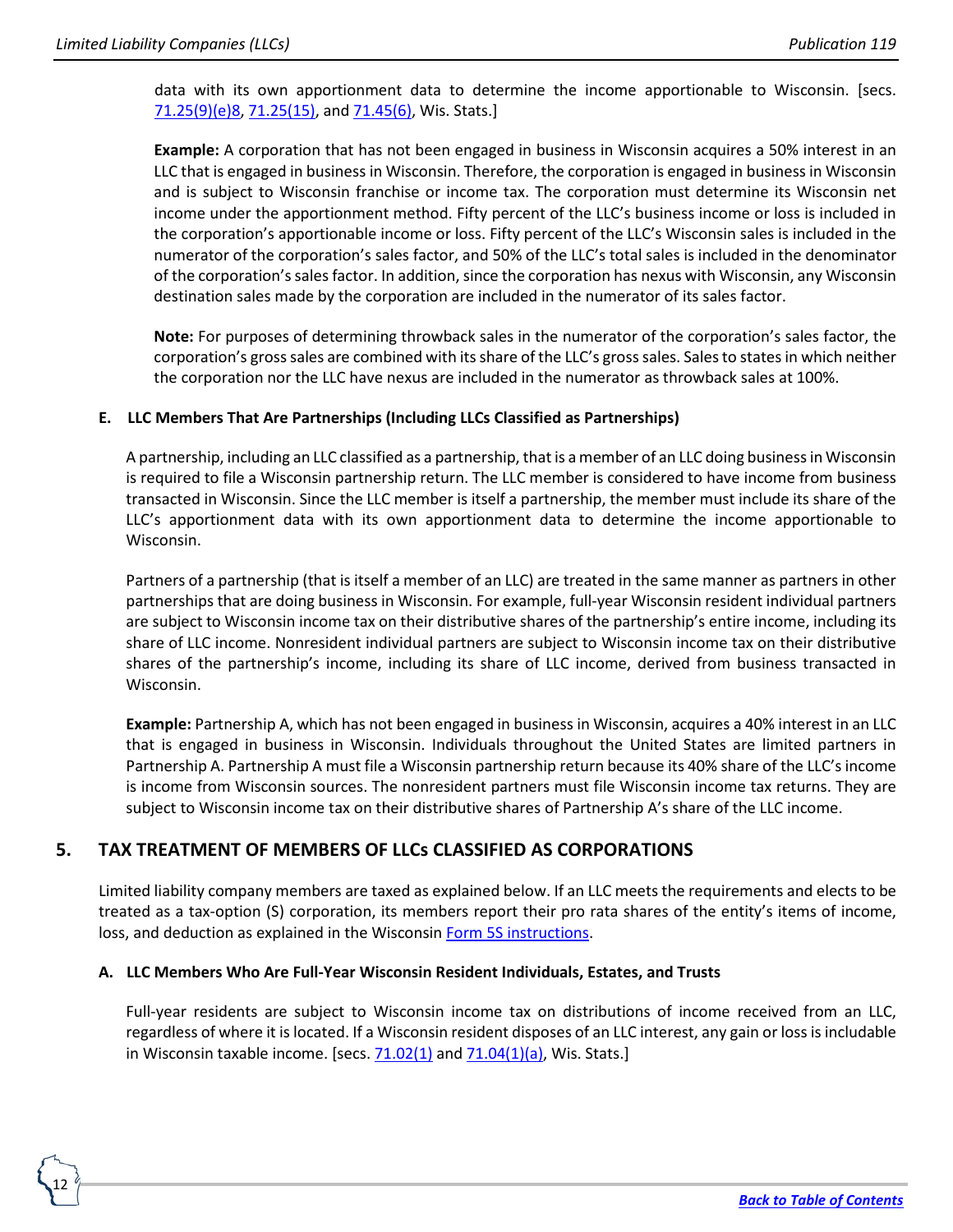data with its own apportionment data to determine the income apportionable to Wisconsin. [secs. 71.25(9)(e)8, 71.25(15), and 71.45(6), Wis. Stats.]

**Example:** A corporation that has not been engaged in business in Wisconsin acquires a 50% interest in an LLC that is engaged in business in Wisconsin. Therefore, the corporation is engaged in business in Wisconsin and is subject to Wisconsin franchise or income tax. The corporation must determine its Wisconsin net income under the apportionment method. Fifty percent of the LLC's business income or loss is included in the corporation's apportionable income or loss. Fifty percent of the LLC's Wisconsin sales is included in the numerator of the corporation's sales factor, and 50% of the LLC's total sales is included in the denominator of the corporation's sales factor. In addition, since the corporation has nexus with Wisconsin, any Wisconsin destination sales made by the corporation are included in the numerator of its sales factor.

**Note:** For purposes of determining throwback sales in the numerator of the corporation's sales factor, the corporation's gross sales are combined with its share of the LLC's gross sales. Sales to states in which neither the corporation nor the LLC have nexus are included in the numerator as throwback sales at 100%.

#### E. LLC Members That Are Partnerships (Including LLCs Classified as Partnerships)

A partnership, including an LLC classified as a partnership, that is a member of an LLC doing business in Wisconsin is required to file a Wisconsin partnership return. The LLC member is considered to have income from business transacted in Wisconsin. Since the LLC member is itself a partnership, the member must include its share of the LLC's apportionment data with its own apportionment data to determine the income apportionable to Wisconsin.

Partners of a partnership (that is itself a member of an LLC) are treated in the same manner as partners in other partnerships that are doing business in Wisconsin. For example, full-year Wisconsin resident individual partners are subject to Wisconsin income tax on their distributive shares of the partnership's entire income, including its share of LLC income. Nonresident individual partners are subject to Wisconsin income tax on their distributive shares of the partnership's income, including its share of LLC income, derived from business transacted in Wisconsin.

**Example:** Partnership A, which has not been engaged in business in Wisconsin, acquires a 40% interest in an LLC that is engaged in business in Wisconsin. Individuals throughout the United States are limited partners in Partnership A. Partnership A must file a Wisconsin partnership return because its 40% share of the LLC's income is income from Wisconsin sources. The nonresident partners must file Wisconsin income tax returns. They are subject to Wisconsin income tax on their distributive shares of Partnership A's share of the LLC income.

## 5. TAX TREATMENT OF MEMBERS OF LLCs CLASSIFIED AS CORPORATIONS

Limited liability company members are taxed as explained below. If an LLC meets the requirements and elects to be treated as a tax-option (S) corporation, its members report their pro rata shares of the entity's items of income, loss, and deduction as explained in the Wisconsin Form 5S instructions.

#### A. LLC Members Who Are Full-Year Wisconsin Resident Individuals, Estates, and Trusts

Full-year residents are subject to Wisconsin income tax on distributions of income received from an LLC, regardless of where it is located. If a Wisconsin resident disposes of an LLC interest, any gain or loss is includable in Wisconsin taxable income. [secs. 71.02(1) and 71.04(1)(a), Wis. Stats.]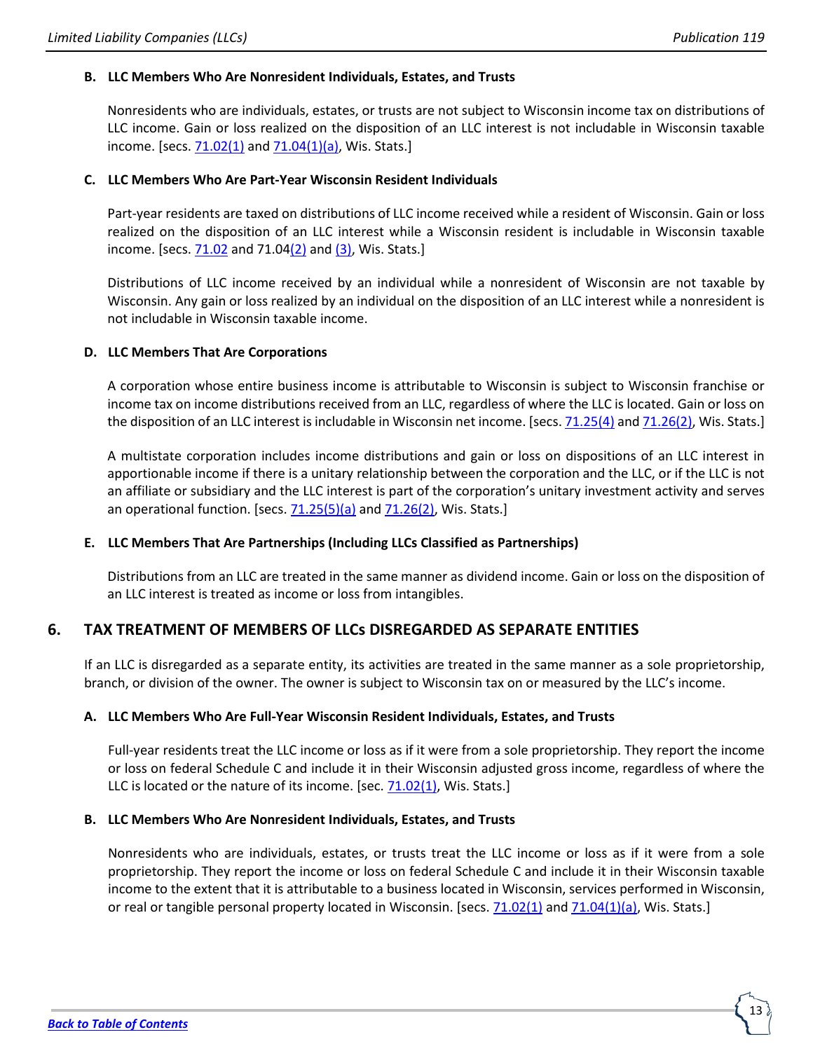### B. LLC Members Who Are Nonresident Individuals, Estates, and Trusts

Nonresidents who are individuals, estates, or trusts are not subject to Wisconsin income tax on distributions of LLC income. Gain or loss realized on the disposition of an LLC interest is not includable in Wisconsin taxable income. [secs. 71.02(1) and 71.04(1)(a), Wis. Stats.]

### C. LLC Members Who Are Part-Year Wisconsin Resident Individuals

Part-year residents are taxed on distributions of LLC income received while a resident of Wisconsin. Gain or loss realized on the disposition of an LLC interest while a Wisconsin resident is includable in Wisconsin taxable income. [secs. 71.02 and 71.04(2) and (3), Wis. Stats.]

Distributions of LLC income received by an individual while a nonresident of Wisconsin are not taxable by Wisconsin. Any gain or loss realized by an individual on the disposition of an LLC interest while a nonresident is not includable in Wisconsin taxable income.

### D. LLC Members That Are Corporations

A corporation whose entire business income is attributable to Wisconsin is subject to Wisconsin franchise or income tax on income distributions received from an LLC, regardless of where the LLC is located. Gain or loss on the disposition of an LLC interest is includable in Wisconsin net income. [secs. 71.25(4) and 71.26(2), Wis. Stats.]

A multistate corporation includes income distributions and gain or loss on dispositions of an LLC interest in apportionable income if there is a unitary relationship between the corporation and the LLC, or if the LLC is not an affiliate or subsidiary and the LLC interest is part of the corporation's unitary investment activity and serves an operational function. [secs. 71.25(5)(a) and 71.26(2), Wis. Stats.]

### E. LLC Members That Are Partnerships (Including LLCs Classified as Partnerships)

Distributions from an LLC are treated in the same manner as dividend income. Gain or loss on the disposition of an LLC interest is treated as income or loss from intangibles.

## 6. TAX TREATMENT OF MEMBERS OF LLCs DISREGARDED AS SEPARATE ENTITIES

If an LLC is disregarded as a separate entity, its activities are treated in the same manner as a sole proprietorship, branch, or division of the owner. The owner is subject to Wisconsin tax on or measured by the LLC's income.

### A. LLC Members Who Are Full-Year Wisconsin Resident Individuals, Estates, and Trusts

Full-year residents treat the LLC income or loss as if it were from a sole proprietorship. They report the income or loss on federal Schedule C and include it in their Wisconsin adjusted gross income, regardless of where the LLC is located or the nature of its income. [sec. 71.02(1), Wis. Stats.]

### B. LLC Members Who Are Nonresident Individuals, Estates, and Trusts

Nonresidents who are individuals, estates, or trusts treat the LLC income or loss as if it were from a sole proprietorship. They report the income or loss on federal Schedule C and include it in their Wisconsin taxable income to the extent that it is attributable to a business located in Wisconsin, services performed in Wisconsin, or real or tangible personal property located in Wisconsin. [secs. 71.02(1) and 71.04(1)(a), Wis. Stats.]

***Back to Table of Contents***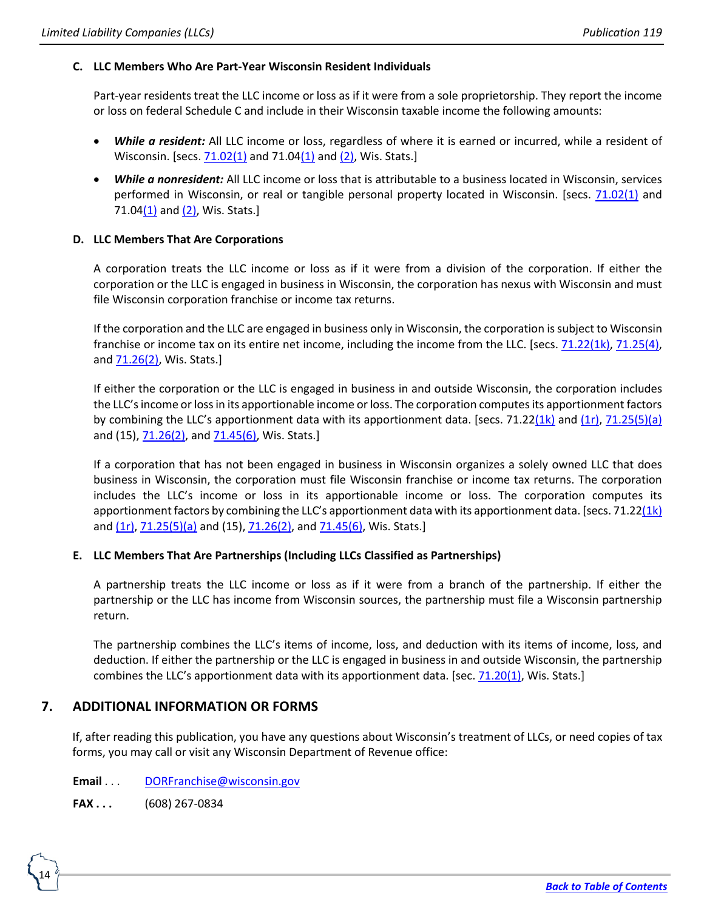### C. LLC Members Who Are Part-Year Wisconsin Resident Individuals

Part-year residents treat the LLC income or loss as if it were from a sole proprietorship. They report the income or loss on federal Schedule C and include in their Wisconsin taxable income the following amounts:

- ***While a resident:*** All LLC income or loss, regardless of where it is earned or incurred, while a resident of Wisconsin. [secs. 71.02(1) and 71.04(1) and (2), Wis. Stats.]
- ***While a nonresident:*** All LLC income or loss that is attributable to a business located in Wisconsin, services performed in Wisconsin, or real or tangible personal property located in Wisconsin. [secs. 71.02(1) and 71.04(1) and (2), Wis. Stats.]

### D. LLC Members That Are Corporations

A corporation treats the LLC income or loss as if it were from a division of the corporation. If either the corporation or the LLC is engaged in business in Wisconsin, the corporation has nexus with Wisconsin and must file Wisconsin corporation franchise or income tax returns.

If the corporation and the LLC are engaged in business only in Wisconsin, the corporation is subject to Wisconsin franchise or income tax on its entire net income, including the income from the LLC. [secs. 71.22(1k), 71.25(4), and 71.26(2), Wis. Stats.]

If either the corporation or the LLC is engaged in business in and outside Wisconsin, the corporation includes the LLC's income or loss in its apportionable income or loss. The corporation computes its apportionment factors by combining the LLC's apportionment data with its apportionment data. [secs. 71.22(1k) and (1r), 71.25(5)(a) and (15), 71.26(2), and 71.45(6), Wis. Stats.]

If a corporation that has not been engaged in business in Wisconsin organizes a solely owned LLC that does business in Wisconsin, the corporation must file Wisconsin franchise or income tax returns. The corporation includes the LLC's income or loss in its apportionable income or loss. The corporation computes its apportionment factors by combining the LLC's apportionment data with its apportionment data. [secs. 71.22(1k) and (1r), 71.25(5)(a) and (15), 71.26(2), and 71.45(6), Wis. Stats.]

### E. LLC Members That Are Partnerships (Including LLCs Classified as Partnerships)

A partnership treats the LLC income or loss as if it were from a branch of the partnership. If either the partnership or the LLC has income from Wisconsin sources, the partnership must file a Wisconsin partnership return.

The partnership combines the LLC's items of income, loss, and deduction with its items of income, loss, and deduction. If either the partnership or the LLC is engaged in business in and outside Wisconsin, the partnership combines the LLC's apportionment data with its apportionment data. [sec. 71.20(1), Wis. Stats.]

## 7. ADDITIONAL INFORMATION OR FORMS

If, after reading this publication, you have any questions about Wisconsin's treatment of LLCs, or need copies of tax forms, you may call or visit any Wisconsin Department of Revenue office:

**Email** . . . DORFranchise@wisconsin.gov

**FAX . . .** (608) 267-0834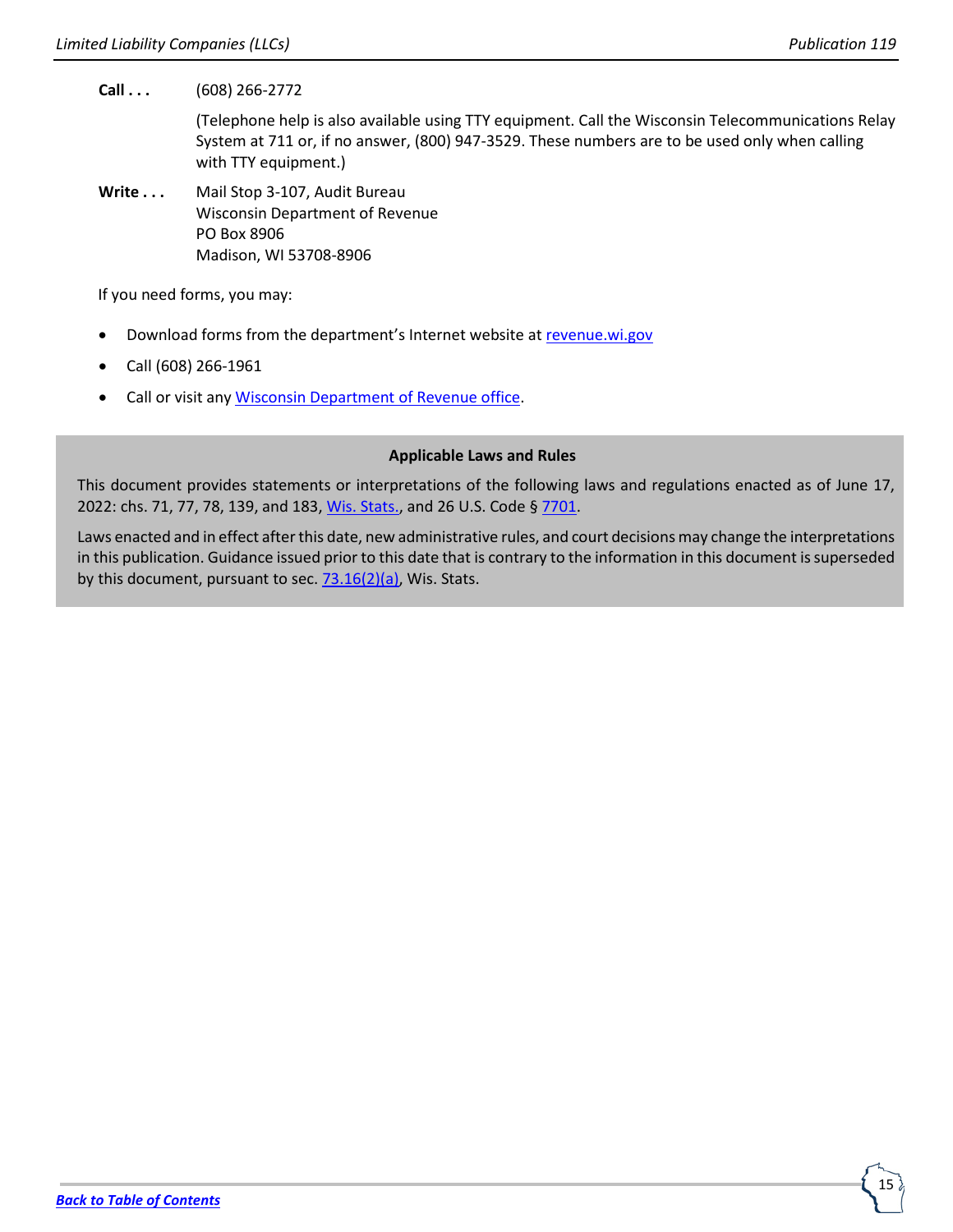**Call . . .** (608) 266-2772

(Telephone help is also available using TTY equipment. Call the Wisconsin Telecommunications Relay System at 711 or, if no answer, (800) 947-3529. These numbers are to be used only when calling with TTY equipment.)

**Write . . .** Mail Stop 3-107, Audit Bureau
Wisconsin Department of Revenue
PO Box 8906
Madison, WI 53708-8906

If you need forms, you may:

- Download forms from the department's Internet website at revenue.wi.gov
- Call (608) 266-1961
- Call or visit any Wisconsin Department of Revenue office.

**Applicable Laws and Rules**

This document provides statements or interpretations of the following laws and regulations enacted as of June 17, 2022: chs. 71, 77, 78, 139, and 183, Wis. Stats., and 26 U.S. Code § 7701.

Laws enacted and in effect after this date, new administrative rules, and court decisions may change the interpretations in this publication. Guidance issued prior to this date that is contrary to the information in this document is superseded by this document, pursuant to sec. 73.16(2)(a), Wis. Stats.